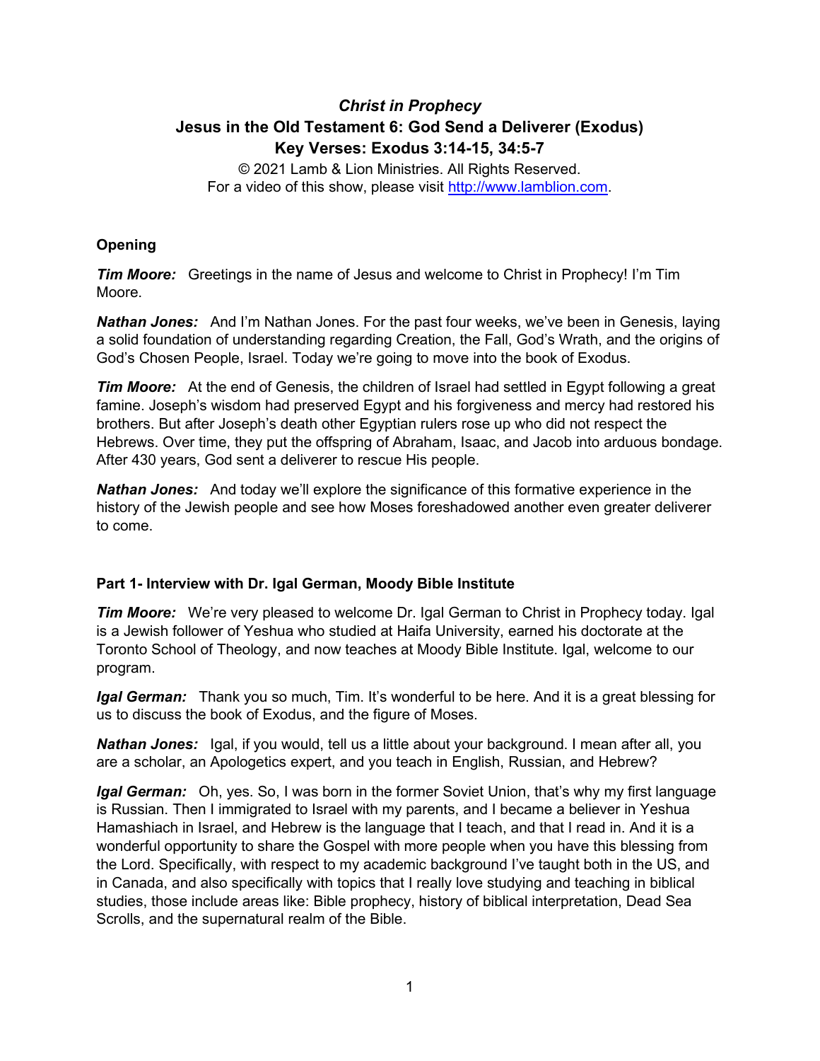# *Christ in Prophecy*

## Jesus in the Old Testament 6: God Send a Deliverer (Exodus)

## Key Verses: Exodus 3:14-15, 34:5-7

© 2021 Lamb & Lion Ministries. All Rights Reserved.
For a video of this show, please visit http://www.lamblion.com.

**Opening**

***Tim Moore:*** Greetings in the name of Jesus and welcome to Christ in Prophecy! I'm Tim Moore.

***Nathan Jones:*** And I'm Nathan Jones. For the past four weeks, we've been in Genesis, laying a solid foundation of understanding regarding Creation, the Fall, God's Wrath, and the origins of God's Chosen People, Israel. Today we're going to move into the book of Exodus.

***Tim Moore:*** At the end of Genesis, the children of Israel had settled in Egypt following a great famine. Joseph's wisdom had preserved Egypt and his forgiveness and mercy had restored his brothers. But after Joseph's death other Egyptian rulers rose up who did not respect the Hebrews. Over time, they put the offspring of Abraham, Isaac, and Jacob into arduous bondage. After 430 years, God sent a deliverer to rescue His people.

***Nathan Jones:*** And today we'll explore the significance of this formative experience in the history of the Jewish people and see how Moses foreshadowed another even greater deliverer to come.

**Part 1- Interview with Dr. Igal German, Moody Bible Institute**

***Tim Moore:*** We're very pleased to welcome Dr. Igal German to Christ in Prophecy today. Igal is a Jewish follower of Yeshua who studied at Haifa University, earned his doctorate at the Toronto School of Theology, and now teaches at Moody Bible Institute. Igal, welcome to our program.

***Igal German:*** Thank you so much, Tim. It's wonderful to be here. And it is a great blessing for us to discuss the book of Exodus, and the figure of Moses.

***Nathan Jones:*** Igal, if you would, tell us a little about your background. I mean after all, you are a scholar, an Apologetics expert, and you teach in English, Russian, and Hebrew?

***Igal German:*** Oh, yes. So, I was born in the former Soviet Union, that's why my first language is Russian. Then I immigrated to Israel with my parents, and I became a believer in Yeshua Hamashiach in Israel, and Hebrew is the language that I teach, and that I read in. And it is a wonderful opportunity to share the Gospel with more people when you have this blessing from the Lord. Specifically, with respect to my academic background I've taught both in the US, and in Canada, and also specifically with topics that I really love studying and teaching in biblical studies, those include areas like: Bible prophecy, history of biblical interpretation, Dead Sea Scrolls, and the supernatural realm of the Bible.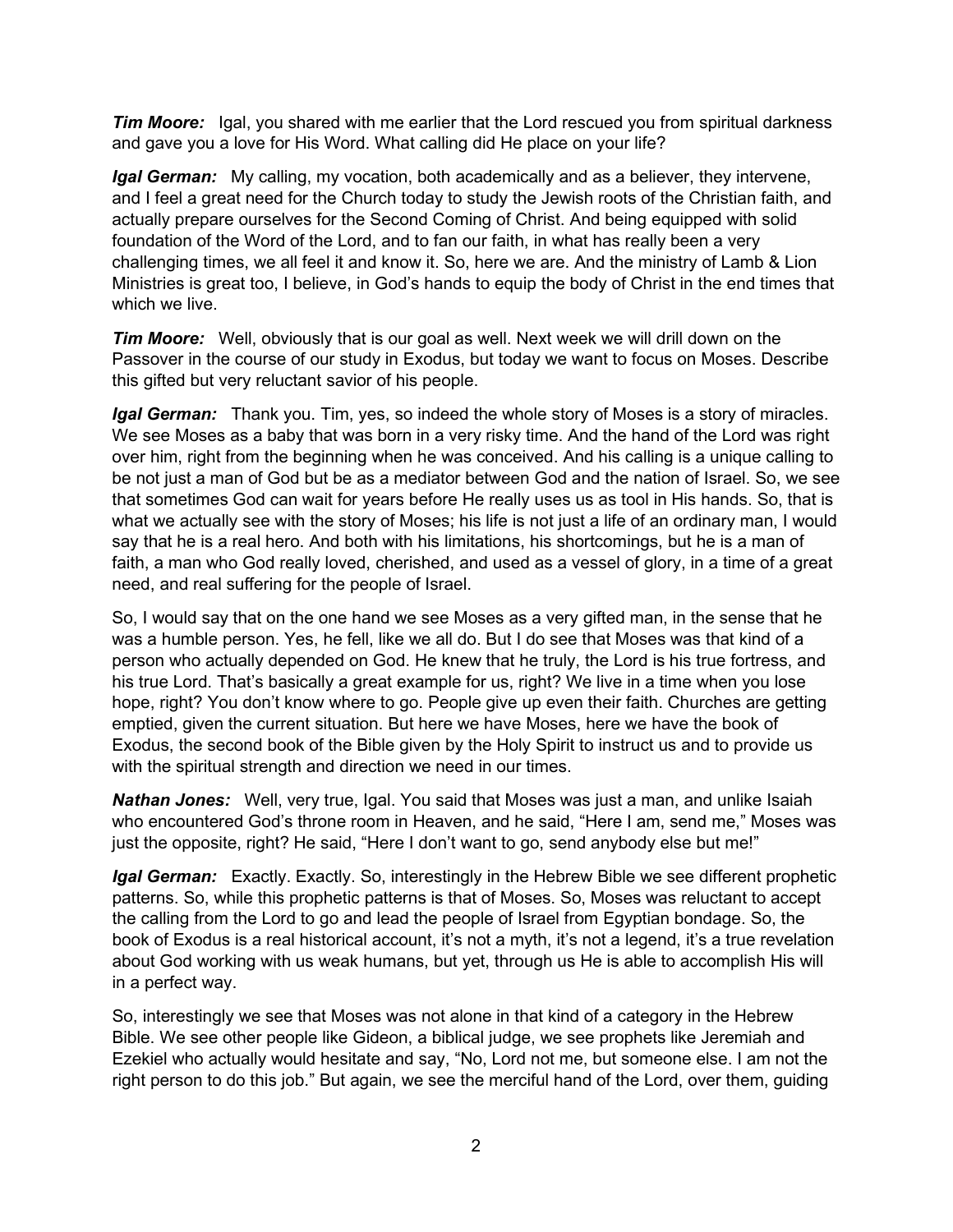***Tim Moore:*** Igal, you shared with me earlier that the Lord rescued you from spiritual darkness and gave you a love for His Word. What calling did He place on your life?

***Igal German:*** My calling, my vocation, both academically and as a believer, they intervene, and I feel a great need for the Church today to study the Jewish roots of the Christian faith, and actually prepare ourselves for the Second Coming of Christ. And being equipped with solid foundation of the Word of the Lord, and to fan our faith, in what has really been a very challenging times, we all feel it and know it. So, here we are. And the ministry of Lamb & Lion Ministries is great too, I believe, in God's hands to equip the body of Christ in the end times that which we live.

***Tim Moore:*** Well, obviously that is our goal as well. Next week we will drill down on the Passover in the course of our study in Exodus, but today we want to focus on Moses. Describe this gifted but very reluctant savior of his people.

***Igal German:*** Thank you. Tim, yes, so indeed the whole story of Moses is a story of miracles. We see Moses as a baby that was born in a very risky time. And the hand of the Lord was right over him, right from the beginning when he was conceived. And his calling is a unique calling to be not just a man of God but be as a mediator between God and the nation of Israel. So, we see that sometimes God can wait for years before He really uses us as tool in His hands. So, that is what we actually see with the story of Moses; his life is not just a life of an ordinary man, I would say that he is a real hero. And both with his limitations, his shortcomings, but he is a man of faith, a man who God really loved, cherished, and used as a vessel of glory, in a time of a great need, and real suffering for the people of Israel.

So, I would say that on the one hand we see Moses as a very gifted man, in the sense that he was a humble person. Yes, he fell, like we all do. But I do see that Moses was that kind of a person who actually depended on God. He knew that he truly, the Lord is his true fortress, and his true Lord. That's basically a great example for us, right? We live in a time when you lose hope, right? You don't know where to go. People give up even their faith. Churches are getting emptied, given the current situation. But here we have Moses, here we have the book of Exodus, the second book of the Bible given by the Holy Spirit to instruct us and to provide us with the spiritual strength and direction we need in our times.

***Nathan Jones:*** Well, very true, Igal. You said that Moses was just a man, and unlike Isaiah who encountered God's throne room in Heaven, and he said, "Here I am, send me," Moses was just the opposite, right? He said, "Here I don't want to go, send anybody else but me!"

***Igal German:*** Exactly. Exactly. So, interestingly in the Hebrew Bible we see different prophetic patterns. So, while this prophetic patterns is that of Moses. So, Moses was reluctant to accept the calling from the Lord to go and lead the people of Israel from Egyptian bondage. So, the book of Exodus is a real historical account, it's not a myth, it's not a legend, it's a true revelation about God working with us weak humans, but yet, through us He is able to accomplish His will in a perfect way.

So, interestingly we see that Moses was not alone in that kind of a category in the Hebrew Bible. We see other people like Gideon, a biblical judge, we see prophets like Jeremiah and Ezekiel who actually would hesitate and say, "No, Lord not me, but someone else. I am not the right person to do this job." But again, we see the merciful hand of the Lord, over them, guiding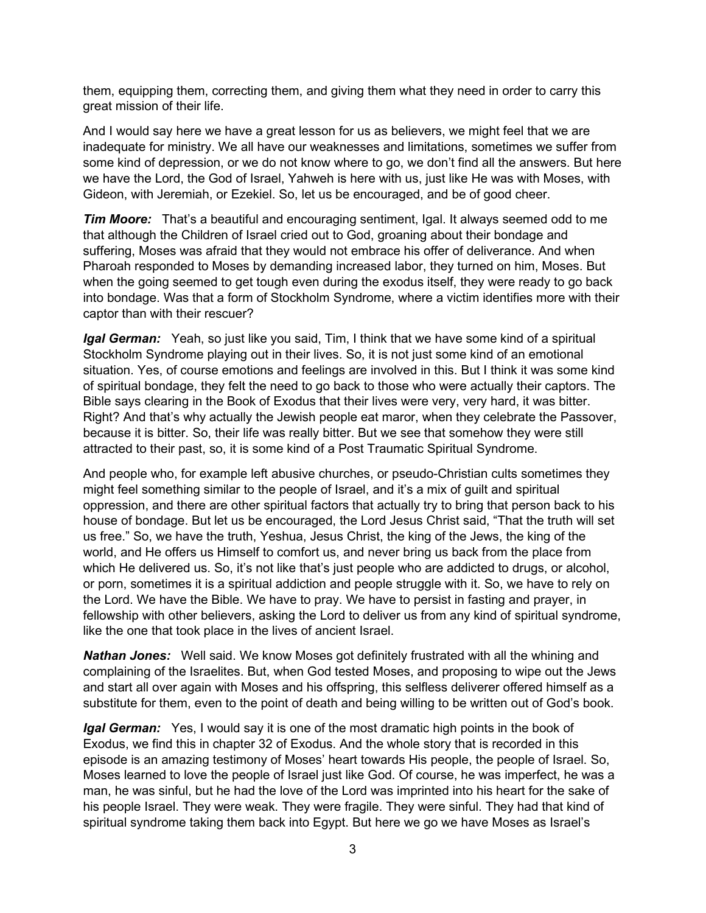them, equipping them, correcting them, and giving them what they need in order to carry this great mission of their life.

And I would say here we have a great lesson for us as believers, we might feel that we are inadequate for ministry. We all have our weaknesses and limitations, sometimes we suffer from some kind of depression, or we do not know where to go, we don't find all the answers. But here we have the Lord, the God of Israel, Yahweh is here with us, just like He was with Moses, with Gideon, with Jeremiah, or Ezekiel. So, let us be encouraged, and be of good cheer.

***Tim Moore:*** That's a beautiful and encouraging sentiment, Igal. It always seemed odd to me that although the Children of Israel cried out to God, groaning about their bondage and suffering, Moses was afraid that they would not embrace his offer of deliverance. And when Pharoah responded to Moses by demanding increased labor, they turned on him, Moses. But when the going seemed to get tough even during the exodus itself, they were ready to go back into bondage. Was that a form of Stockholm Syndrome, where a victim identifies more with their captor than with their rescuer?

***Igal German:*** Yeah, so just like you said, Tim, I think that we have some kind of a spiritual Stockholm Syndrome playing out in their lives. So, it is not just some kind of an emotional situation. Yes, of course emotions and feelings are involved in this. But I think it was some kind of spiritual bondage, they felt the need to go back to those who were actually their captors. The Bible says clearing in the Book of Exodus that their lives were very, very hard, it was bitter. Right? And that's why actually the Jewish people eat maror, when they celebrate the Passover, because it is bitter. So, their life was really bitter. But we see that somehow they were still attracted to their past, so, it is some kind of a Post Traumatic Spiritual Syndrome.

And people who, for example left abusive churches, or pseudo-Christian cults sometimes they might feel something similar to the people of Israel, and it's a mix of guilt and spiritual oppression, and there are other spiritual factors that actually try to bring that person back to his house of bondage. But let us be encouraged, the Lord Jesus Christ said, "That the truth will set us free." So, we have the truth, Yeshua, Jesus Christ, the king of the Jews, the king of the world, and He offers us Himself to comfort us, and never bring us back from the place from which He delivered us. So, it's not like that's just people who are addicted to drugs, or alcohol, or porn, sometimes it is a spiritual addiction and people struggle with it. So, we have to rely on the Lord. We have the Bible. We have to pray. We have to persist in fasting and prayer, in fellowship with other believers, asking the Lord to deliver us from any kind of spiritual syndrome, like the one that took place in the lives of ancient Israel.

***Nathan Jones:*** Well said. We know Moses got definitely frustrated with all the whining and complaining of the Israelites. But, when God tested Moses, and proposing to wipe out the Jews and start all over again with Moses and his offspring, this selfless deliverer offered himself as a substitute for them, even to the point of death and being willing to be written out of God's book.

***Igal German:*** Yes, I would say it is one of the most dramatic high points in the book of Exodus, we find this in chapter 32 of Exodus. And the whole story that is recorded in this episode is an amazing testimony of Moses' heart towards His people, the people of Israel. So, Moses learned to love the people of Israel just like God. Of course, he was imperfect, he was a man, he was sinful, but he had the love of the Lord was imprinted into his heart for the sake of his people Israel. They were weak. They were fragile. They were sinful. They had that kind of spiritual syndrome taking them back into Egypt. But here we go we have Moses as Israel's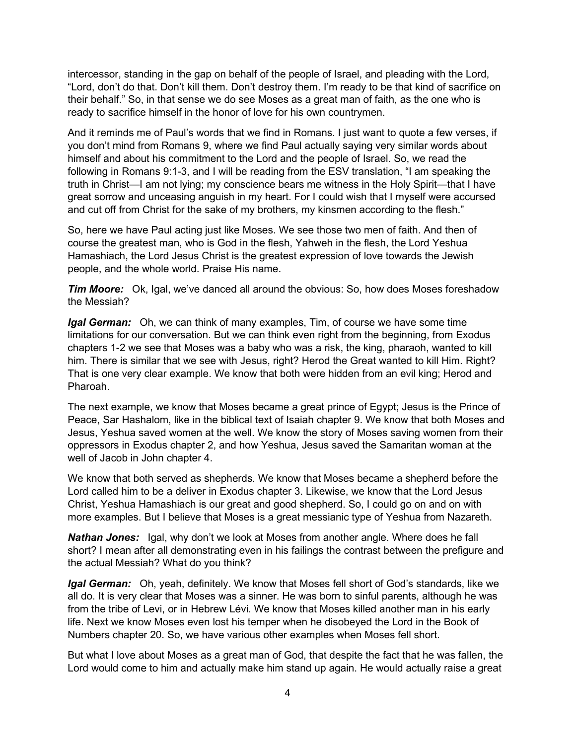intercessor, standing in the gap on behalf of the people of Israel, and pleading with the Lord, "Lord, don't do that. Don't kill them. Don't destroy them. I'm ready to be that kind of sacrifice on their behalf." So, in that sense we do see Moses as a great man of faith, as the one who is ready to sacrifice himself in the honor of love for his own countrymen.

And it reminds me of Paul's words that we find in Romans. I just want to quote a few verses, if you don't mind from Romans 9, where we find Paul actually saying very similar words about himself and about his commitment to the Lord and the people of Israel. So, we read the following in Romans 9:1-3, and I will be reading from the ESV translation, "I am speaking the truth in Christ—I am not lying; my conscience bears me witness in the Holy Spirit—that I have great sorrow and unceasing anguish in my heart. For I could wish that I myself were accursed and cut off from Christ for the sake of my brothers, my kinsmen according to the flesh."

So, here we have Paul acting just like Moses. We see those two men of faith. And then of course the greatest man, who is God in the flesh, Yahweh in the flesh, the Lord Yeshua Hamashiach, the Lord Jesus Christ is the greatest expression of love towards the Jewish people, and the whole world. Praise His name.

***Tim Moore:*** Ok, Igal, we've danced all around the obvious: So, how does Moses foreshadow the Messiah?

***Igal German:*** Oh, we can think of many examples, Tim, of course we have some time limitations for our conversation. But we can think even right from the beginning, from Exodus chapters 1-2 we see that Moses was a baby who was a risk, the king, pharaoh, wanted to kill him. There is similar that we see with Jesus, right? Herod the Great wanted to kill Him. Right? That is one very clear example. We know that both were hidden from an evil king; Herod and Pharoah.

The next example, we know that Moses became a great prince of Egypt; Jesus is the Prince of Peace, Sar Hashalom, like in the biblical text of Isaiah chapter 9. We know that both Moses and Jesus, Yeshua saved women at the well. We know the story of Moses saving women from their oppressors in Exodus chapter 2, and how Yeshua, Jesus saved the Samaritan woman at the well of Jacob in John chapter 4.

We know that both served as shepherds. We know that Moses became a shepherd before the Lord called him to be a deliver in Exodus chapter 3. Likewise, we know that the Lord Jesus Christ, Yeshua Hamashiach is our great and good shepherd. So, I could go on and on with more examples. But I believe that Moses is a great messianic type of Yeshua from Nazareth.

***Nathan Jones:*** Igal, why don't we look at Moses from another angle. Where does he fall short? I mean after all demonstrating even in his failings the contrast between the prefigure and the actual Messiah? What do you think?

***Igal German:*** Oh, yeah, definitely. We know that Moses fell short of God's standards, like we all do. It is very clear that Moses was a sinner. He was born to sinful parents, although he was from the tribe of Levi, or in Hebrew Lévi. We know that Moses killed another man in his early life. Next we know Moses even lost his temper when he disobeyed the Lord in the Book of Numbers chapter 20. So, we have various other examples when Moses fell short.

But what I love about Moses as a great man of God, that despite the fact that he was fallen, the Lord would come to him and actually make him stand up again. He would actually raise a great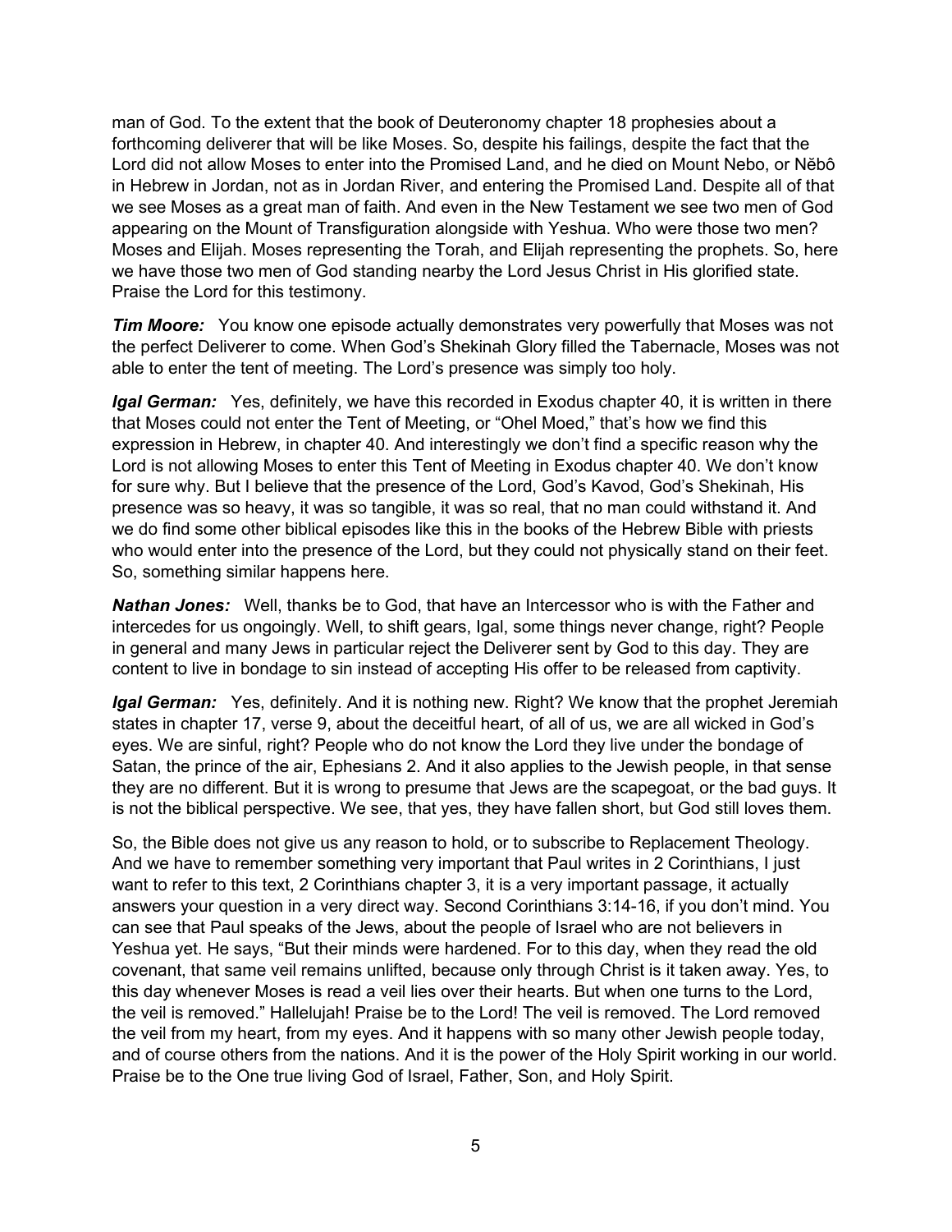man of God. To the extent that the book of Deuteronomy chapter 18 prophesies about a forthcoming deliverer that will be like Moses. So, despite his failings, despite the fact that the Lord did not allow Moses to enter into the Promised Land, and he died on Mount Nebo, or Něbô in Hebrew in Jordan, not as in Jordan River, and entering the Promised Land. Despite all of that we see Moses as a great man of faith. And even in the New Testament we see two men of God appearing on the Mount of Transfiguration alongside with Yeshua. Who were those two men? Moses and Elijah. Moses representing the Torah, and Elijah representing the prophets. So, here we have those two men of God standing nearby the Lord Jesus Christ in His glorified state. Praise the Lord for this testimony.

***Tim Moore:*** You know one episode actually demonstrates very powerfully that Moses was not the perfect Deliverer to come. When God's Shekinah Glory filled the Tabernacle, Moses was not able to enter the tent of meeting. The Lord's presence was simply too holy.

***Igal German:*** Yes, definitely, we have this recorded in Exodus chapter 40, it is written in there that Moses could not enter the Tent of Meeting, or "Ohel Moed," that's how we find this expression in Hebrew, in chapter 40. And interestingly we don't find a specific reason why the Lord is not allowing Moses to enter this Tent of Meeting in Exodus chapter 40. We don't know for sure why. But I believe that the presence of the Lord, God's Kavod, God's Shekinah, His presence was so heavy, it was so tangible, it was so real, that no man could withstand it. And we do find some other biblical episodes like this in the books of the Hebrew Bible with priests who would enter into the presence of the Lord, but they could not physically stand on their feet. So, something similar happens here.

***Nathan Jones:*** Well, thanks be to God, that have an Intercessor who is with the Father and intercedes for us ongoingly. Well, to shift gears, Igal, some things never change, right? People in general and many Jews in particular reject the Deliverer sent by God to this day. They are content to live in bondage to sin instead of accepting His offer to be released from captivity.

***Igal German:*** Yes, definitely. And it is nothing new. Right? We know that the prophet Jeremiah states in chapter 17, verse 9, about the deceitful heart, of all of us, we are all wicked in God's eyes. We are sinful, right? People who do not know the Lord they live under the bondage of Satan, the prince of the air, Ephesians 2. And it also applies to the Jewish people, in that sense they are no different. But it is wrong to presume that Jews are the scapegoat, or the bad guys. It is not the biblical perspective. We see, that yes, they have fallen short, but God still loves them.

So, the Bible does not give us any reason to hold, or to subscribe to Replacement Theology. And we have to remember something very important that Paul writes in 2 Corinthians, I just want to refer to this text, 2 Corinthians chapter 3, it is a very important passage, it actually answers your question in a very direct way. Second Corinthians 3:14-16, if you don't mind. You can see that Paul speaks of the Jews, about the people of Israel who are not believers in Yeshua yet. He says, "But their minds were hardened. For to this day, when they read the old covenant, that same veil remains unlifted, because only through Christ is it taken away. Yes, to this day whenever Moses is read a veil lies over their hearts. But when one turns to the Lord, the veil is removed." Hallelujah! Praise be to the Lord! The veil is removed. The Lord removed the veil from my heart, from my eyes. And it happens with so many other Jewish people today, and of course others from the nations. And it is the power of the Holy Spirit working in our world. Praise be to the One true living God of Israel, Father, Son, and Holy Spirit.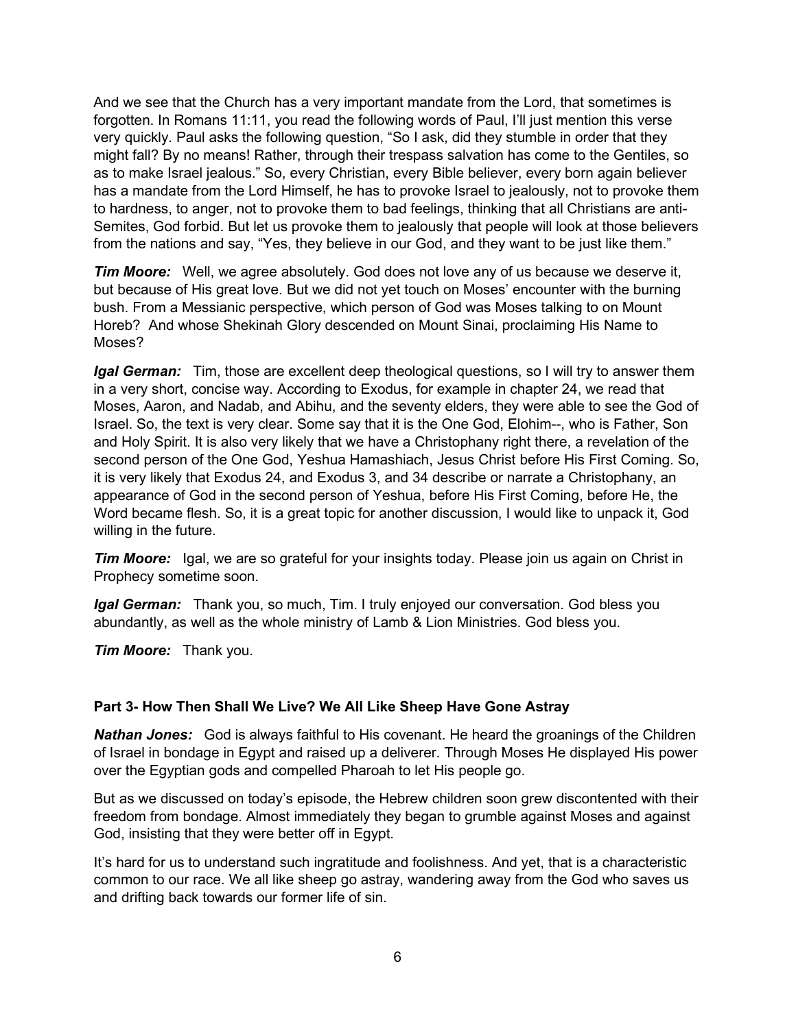And we see that the Church has a very important mandate from the Lord, that sometimes is forgotten. In Romans 11:11, you read the following words of Paul, I'll just mention this verse very quickly. Paul asks the following question, "So I ask, did they stumble in order that they might fall? By no means! Rather, through their trespass salvation has come to the Gentiles, so as to make Israel jealous." So, every Christian, every Bible believer, every born again believer has a mandate from the Lord Himself, he has to provoke Israel to jealously, not to provoke them to hardness, to anger, not to provoke them to bad feelings, thinking that all Christians are anti-Semites, God forbid. But let us provoke them to jealously that people will look at those believers from the nations and say, "Yes, they believe in our God, and they want to be just like them."

***Tim Moore:*** Well, we agree absolutely. God does not love any of us because we deserve it, but because of His great love. But we did not yet touch on Moses' encounter with the burning bush. From a Messianic perspective, which person of God was Moses talking to on Mount Horeb? And whose Shekinah Glory descended on Mount Sinai, proclaiming His Name to Moses?

***Igal German:*** Tim, those are excellent deep theological questions, so I will try to answer them in a very short, concise way. According to Exodus, for example in chapter 24, we read that Moses, Aaron, and Nadab, and Abihu, and the seventy elders, they were able to see the God of Israel. So, the text is very clear. Some say that it is the One God, Elohim--, who is Father, Son and Holy Spirit. It is also very likely that we have a Christophany right there, a revelation of the second person of the One God, Yeshua Hamashiach, Jesus Christ before His First Coming. So, it is very likely that Exodus 24, and Exodus 3, and 34 describe or narrate a Christophany, an appearance of God in the second person of Yeshua, before His First Coming, before He, the Word became flesh. So, it is a great topic for another discussion, I would like to unpack it, God willing in the future.

***Tim Moore:*** Igal, we are so grateful for your insights today. Please join us again on Christ in Prophecy sometime soon.

***Igal German:*** Thank you, so much, Tim. I truly enjoyed our conversation. God bless you abundantly, as well as the whole ministry of Lamb & Lion Ministries. God bless you.

***Tim Moore:*** Thank you.

**Part 3- How Then Shall We Live? We All Like Sheep Have Gone Astray**

***Nathan Jones:*** God is always faithful to His covenant. He heard the groanings of the Children of Israel in bondage in Egypt and raised up a deliverer. Through Moses He displayed His power over the Egyptian gods and compelled Pharoah to let His people go.

But as we discussed on today's episode, the Hebrew children soon grew discontented with their freedom from bondage. Almost immediately they began to grumble against Moses and against God, insisting that they were better off in Egypt.

It's hard for us to understand such ingratitude and foolishness. And yet, that is a characteristic common to our race. We all like sheep go astray, wandering away from the God who saves us and drifting back towards our former life of sin.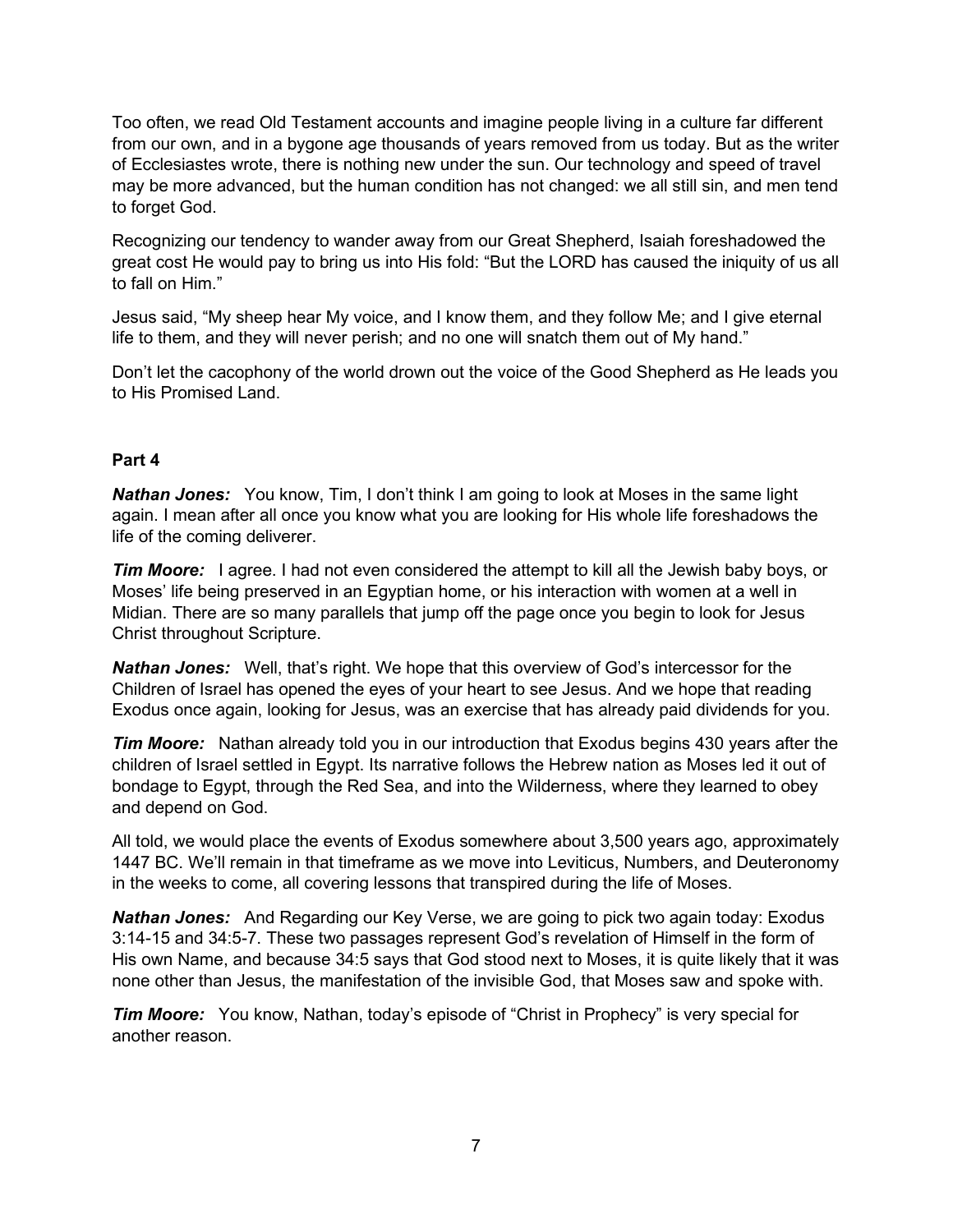Too often, we read Old Testament accounts and imagine people living in a culture far different from our own, and in a bygone age thousands of years removed from us today. But as the writer of Ecclesiastes wrote, there is nothing new under the sun. Our technology and speed of travel may be more advanced, but the human condition has not changed: we all still sin, and men tend to forget God.

Recognizing our tendency to wander away from our Great Shepherd, Isaiah foreshadowed the great cost He would pay to bring us into His fold: "But the LORD has caused the iniquity of us all to fall on Him."

Jesus said, "My sheep hear My voice, and I know them, and they follow Me; and I give eternal life to them, and they will never perish; and no one will snatch them out of My hand."

Don't let the cacophony of the world drown out the voice of the Good Shepherd as He leads you to His Promised Land.

**Part 4**

***Nathan Jones:*** You know, Tim, I don't think I am going to look at Moses in the same light again. I mean after all once you know what you are looking for His whole life foreshadows the life of the coming deliverer.

***Tim Moore:*** I agree. I had not even considered the attempt to kill all the Jewish baby boys, or Moses' life being preserved in an Egyptian home, or his interaction with women at a well in Midian. There are so many parallels that jump off the page once you begin to look for Jesus Christ throughout Scripture.

***Nathan Jones:*** Well, that's right. We hope that this overview of God's intercessor for the Children of Israel has opened the eyes of your heart to see Jesus. And we hope that reading Exodus once again, looking for Jesus, was an exercise that has already paid dividends for you.

***Tim Moore:*** Nathan already told you in our introduction that Exodus begins 430 years after the children of Israel settled in Egypt. Its narrative follows the Hebrew nation as Moses led it out of bondage to Egypt, through the Red Sea, and into the Wilderness, where they learned to obey and depend on God.

All told, we would place the events of Exodus somewhere about 3,500 years ago, approximately 1447 BC. We'll remain in that timeframe as we move into Leviticus, Numbers, and Deuteronomy in the weeks to come, all covering lessons that transpired during the life of Moses.

***Nathan Jones:*** And Regarding our Key Verse, we are going to pick two again today: Exodus 3:14-15 and 34:5-7. These two passages represent God's revelation of Himself in the form of His own Name, and because 34:5 says that God stood next to Moses, it is quite likely that it was none other than Jesus, the manifestation of the invisible God, that Moses saw and spoke with.

***Tim Moore:*** You know, Nathan, today's episode of "Christ in Prophecy" is very special for another reason.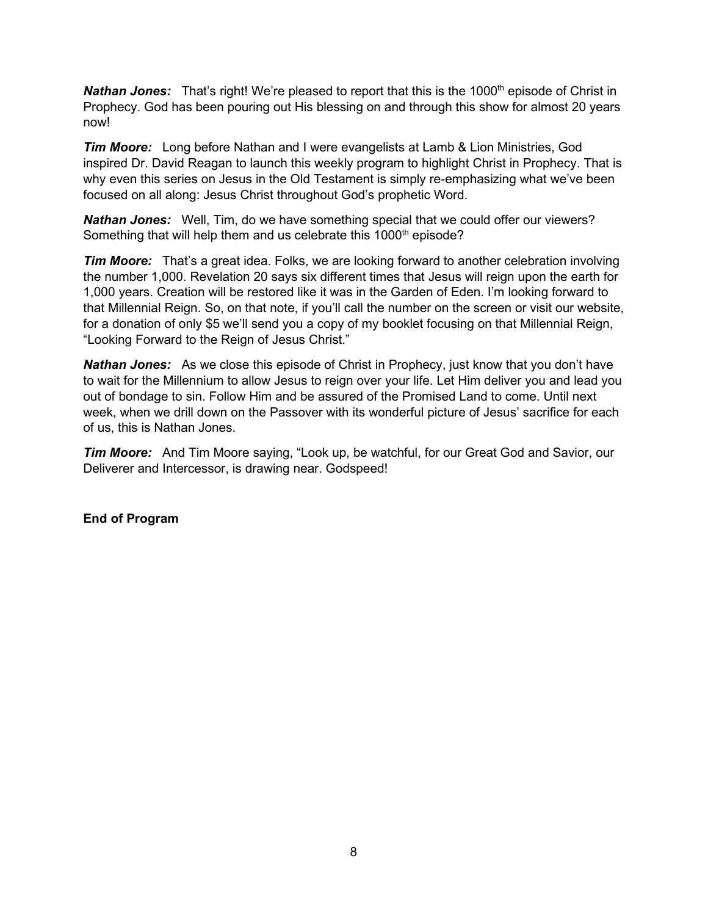***Nathan Jones:*** That's right! We're pleased to report that this is the 1000th episode of Christ in Prophecy. God has been pouring out His blessing on and through this show for almost 20 years now!

***Tim Moore:*** Long before Nathan and I were evangelists at Lamb & Lion Ministries, God inspired Dr. David Reagan to launch this weekly program to highlight Christ in Prophecy. That is why even this series on Jesus in the Old Testament is simply re-emphasizing what we've been focused on all along: Jesus Christ throughout God's prophetic Word.

***Nathan Jones:*** Well, Tim, do we have something special that we could offer our viewers? Something that will help them and us celebrate this 1000th episode?

***Tim Moore:*** That's a great idea. Folks, we are looking forward to another celebration involving the number 1,000. Revelation 20 says six different times that Jesus will reign upon the earth for 1,000 years. Creation will be restored like it was in the Garden of Eden. I'm looking forward to that Millennial Reign. So, on that note, if you'll call the number on the screen or visit our website, for a donation of only $5 we'll send you a copy of my booklet focusing on that Millennial Reign, "Looking Forward to the Reign of Jesus Christ."

***Nathan Jones:*** As we close this episode of Christ in Prophecy, just know that you don't have to wait for the Millennium to allow Jesus to reign over your life. Let Him deliver you and lead you out of bondage to sin. Follow Him and be assured of the Promised Land to come. Until next week, when we drill down on the Passover with its wonderful picture of Jesus' sacrifice for each of us, this is Nathan Jones.

***Tim Moore:*** And Tim Moore saying, "Look up, be watchful, for our Great God and Savior, our Deliverer and Intercessor, is drawing near. Godspeed!

**End of Program**